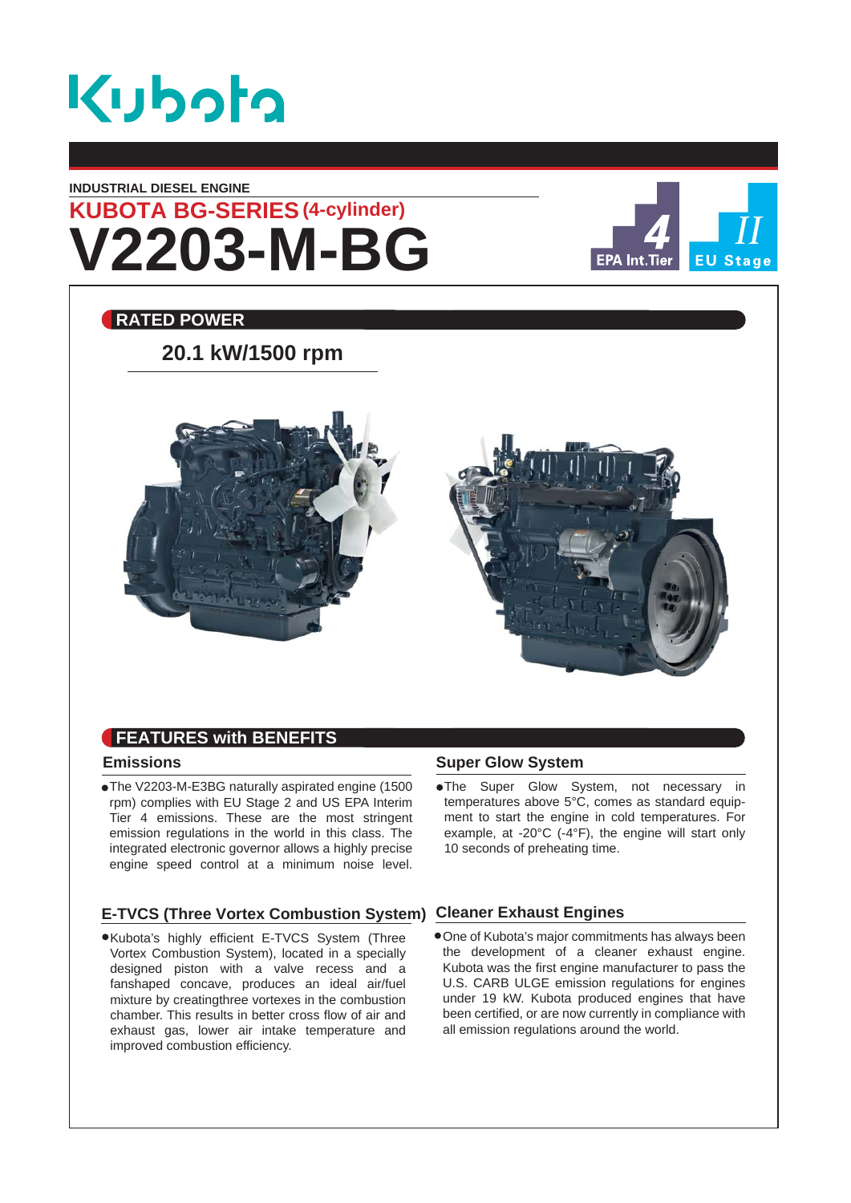Kubota

INDUSTRIAL DIESEL ENGINE

## KUBOTA BG-SERIES (4-cylinder)

# V2203-M-BG

EPA Int.Tier 4 | EU Stage II

## RATED POWER

**20.1 kW/1500 rpm**

## FEATURES with BENEFITS

### Emissions

- The V2203-M-E3BG naturally aspirated engine (1500 rpm) complies with EU Stage 2 and US EPA Interim Tier 4 emissions. These are the most stringent emission regulations in the world in this class. The integrated electronic governor allows a highly precise engine speed control at a minimum noise level.

### E-TVCS (Three Vortex Combustion System)

- Kubota's highly efficient E-TVCS System (Three Vortex Combustion System), located in a specially designed piston with a valve recess and a fanshaped concave, produces an ideal air/fuel mixture by creatingthree vortexes in the combustion chamber. This results in better cross flow of air and exhaust gas, lower air intake temperature and improved combustion efficiency.

### Super Glow System

- The Super Glow System, not necessary in temperatures above 5°C, comes as standard equipment to start the engine in cold temperatures. For example, at -20°C (-4°F), the engine will start only 10 seconds of preheating time.

### Cleaner Exhaust Engines

- One of Kubota's major commitments has always been the development of a cleaner exhaust engine. Kubota was the first engine manufacturer to pass the U.S. CARB ULGE emission regulations for engines under 19 kW. Kubota produced engines that have been certified, or are now currently in compliance with all emission regulations around the world.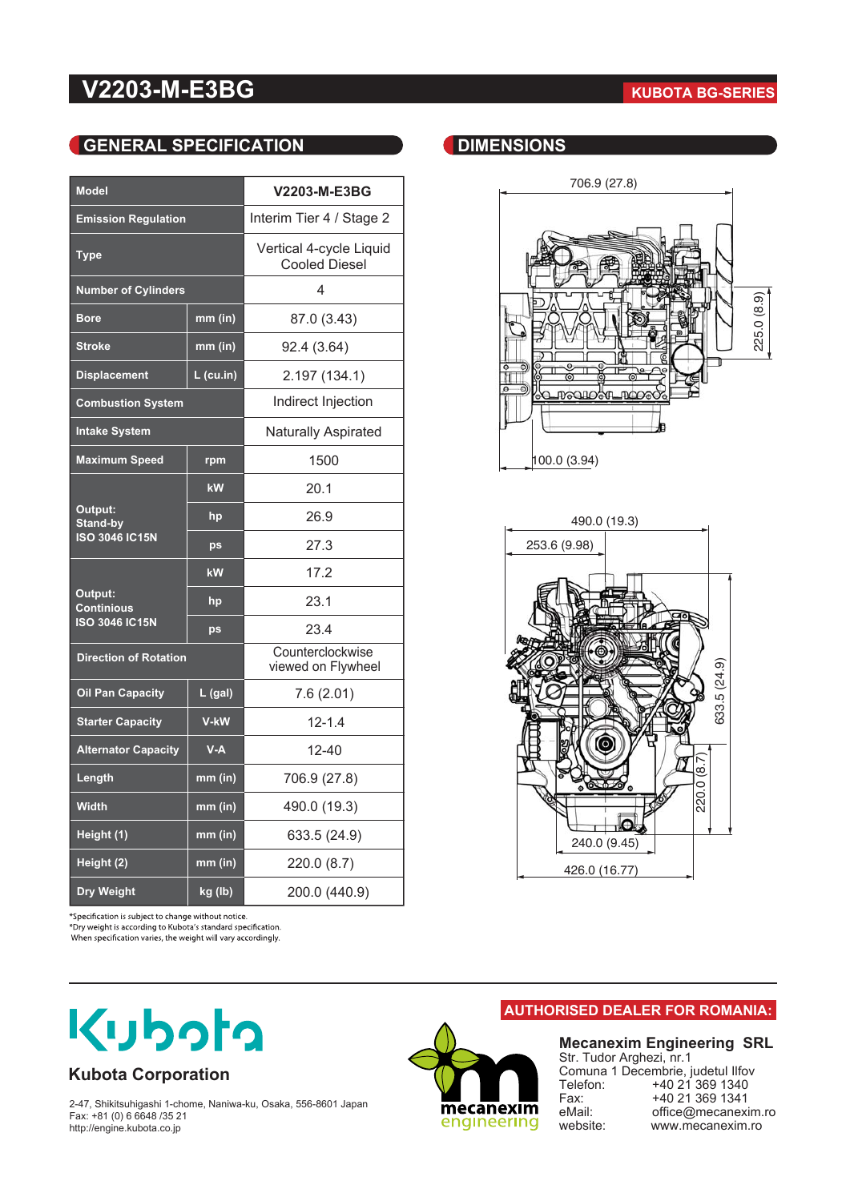# V2203-M-E3BG

KUBOTA BG-SERIES

## GENERAL SPECIFICATION

| | | |
|---|---|---|
| Model | | V2203-M-E3BG |
| Emission Regulation | | Interim Tier 4 / Stage 2 |
| Type | | Vertical 4-cycle Liquid Cooled Diesel |
| Number of Cylinders | | 4 |
| Bore | mm (in) | 87.0 (3.43) |
| Stroke | mm (in) | 92.4 (3.64) |
| Displacement | L (cu.in) | 2.197 (134.1) |
| Combustion System | | Indirect Injection |
| Intake System | | Naturally Aspirated |
| Maximum Speed | rpm | 1500 |
| Output: Stand-by ISO 3046 IC15N | kW | 20.1 |
| | hp | 26.9 |
| | ps | 27.3 |
| Output: Continious ISO 3046 IC15N | kW | 17.2 |
| | hp | 23.1 |
| | ps | 23.4 |
| Direction of Rotation | | Counterclockwise viewed on Flywheel |
| Oil Pan Capacity | L (gal) | 7.6 (2.01) |
| Starter Capacity | V-kW | 12-1.4 |
| Alternator Capacity | V-A | 12-40 |
| Length | mm (in) | 706.9 (27.8) |
| Width | mm (in) | 490.0 (19.3) |
| Height (1) | mm (in) | 633.5 (24.9) |
| Height (2) | mm (in) | 220.0 (8.7) |
| Dry Weight | kg (lb) | 200.0 (440.9) |

*Specification is subject to change without notice.
*Dry weight is according to Kubota's standard specification.
When specification varies, the weight will vary accordingly.

## DIMENSIONS

706.9 (27.8)
225.0 (8.9)
100.0 (3.94)

490.0 (19.3)
253.6 (9.98)
633.5 (24.9)
220.0 (8.7)
240.0 (9.45)
426.0 (16.77)

Kubota

**Kubota Corporation**

2-47, Shikitsuhigashi 1-chome, Naniwa-ku, Osaka, 556-8601 Japan
Fax: +81 (0) 6 6648 /35 21
http://engine.kubota.co.jp

mecanexim engineering

**AUTHORISED DEALER FOR ROMANIA:**

**Mecanexim Engineering SRL**
Str. Tudor Arghezi, nr.1
Comuna 1 Decembrie, judetul Ilfov
Telefon: +40 21 369 1340
Fax: +40 21 369 1341
eMail: office@mecanexim.ro
website: www.mecanexim.ro